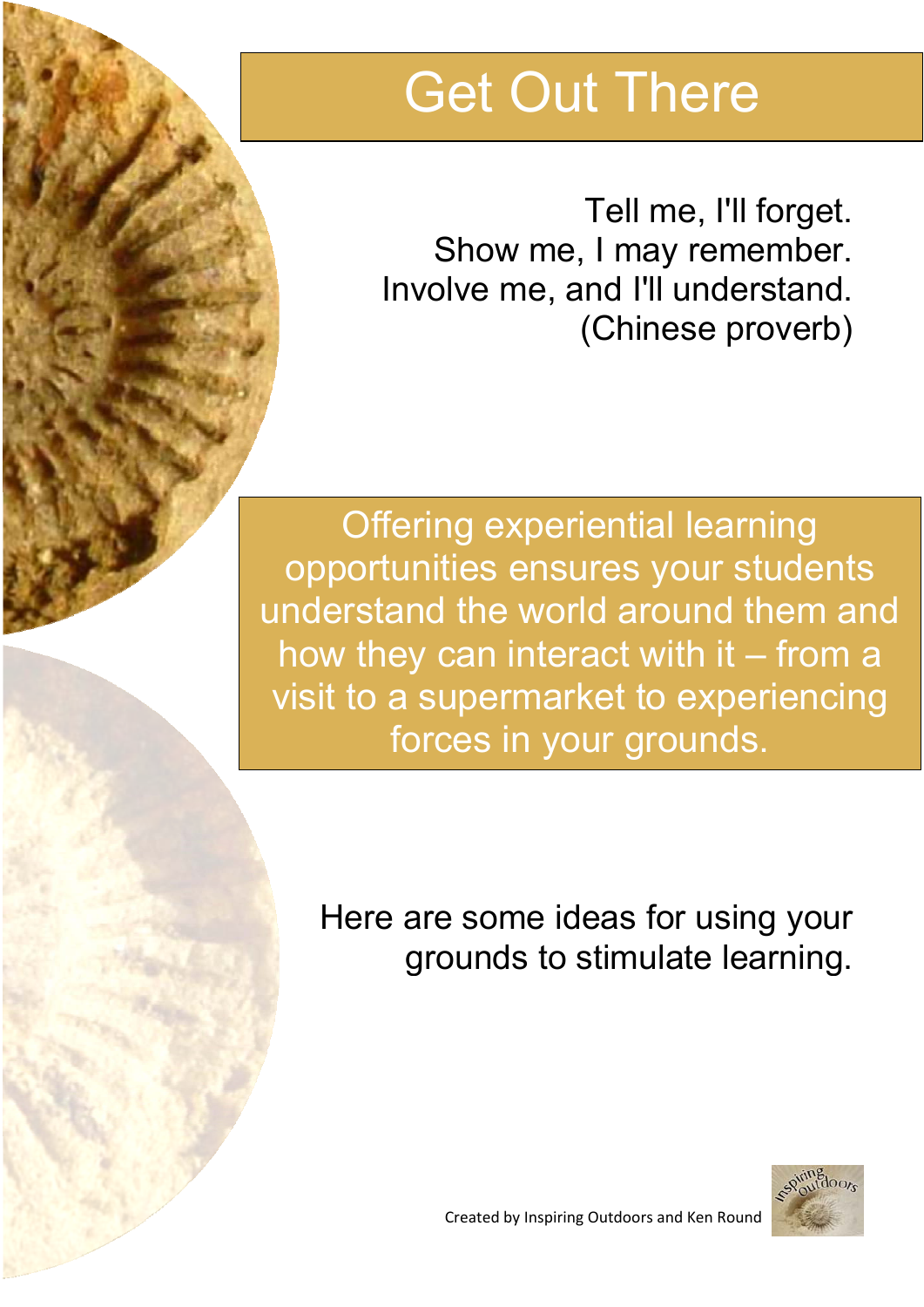# Get Out There

Tell me, I'll forget.
Show me, I may remember.
Involve me, and I'll understand.
(Chinese proverb)

Offering experiential learning opportunities ensures your students understand the world around them and how they can interact with it – from a visit to a supermarket to experiencing forces in your grounds.

Here are some ideas for using your grounds to stimulate learning.

Created by Inspiring Outdoors and Ken Round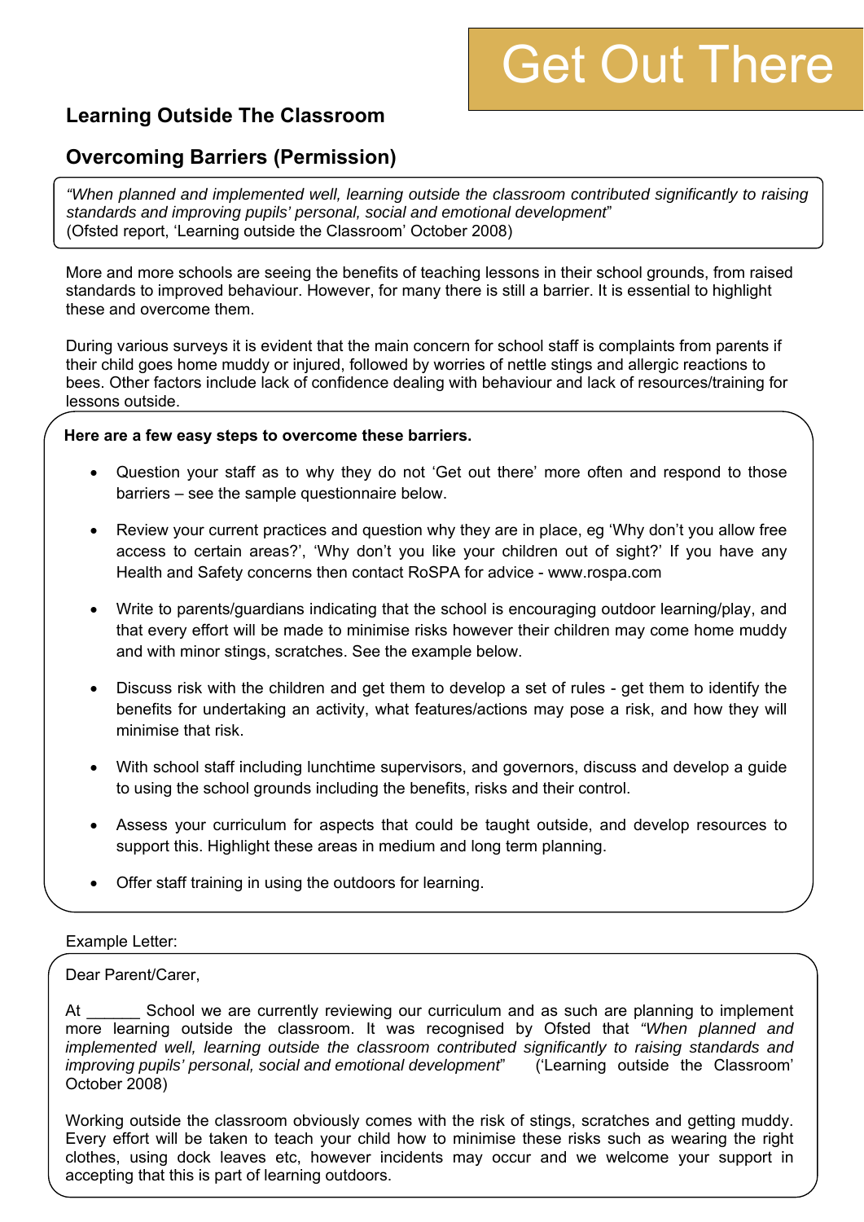# Get Out There

## Learning Outside The Classroom

## Overcoming Barriers (Permission)

> *"When planned and implemented well, learning outside the classroom contributed significantly to raising standards and improving pupils' personal, social and emotional development"*
> (Ofsted report, 'Learning outside the Classroom' October 2008)

More and more schools are seeing the benefits of teaching lessons in their school grounds, from raised standards to improved behaviour. However, for many there is still a barrier. It is essential to highlight these and overcome them.

During various surveys it is evident that the main concern for school staff is complaints from parents if their child goes home muddy or injured, followed by worries of nettle stings and allergic reactions to bees. Other factors include lack of confidence dealing with behaviour and lack of resources/training for lessons outside.

**Here are a few easy steps to overcome these barriers.**

- Question your staff as to why they do not 'Get out there' more often and respond to those barriers – see the sample questionnaire below.
- Review your current practices and question why they are in place, eg 'Why don't you allow free access to certain areas?', 'Why don't you like your children out of sight?' If you have any Health and Safety concerns then contact RoSPA for advice - www.rospa.com
- Write to parents/guardians indicating that the school is encouraging outdoor learning/play, and that every effort will be made to minimise risks however their children may come home muddy and with minor stings, scratches. See the example below.
- Discuss risk with the children and get them to develop a set of rules - get them to identify the benefits for undertaking an activity, what features/actions may pose a risk, and how they will minimise that risk.
- With school staff including lunchtime supervisors, and governors, discuss and develop a guide to using the school grounds including the benefits, risks and their control.
- Assess your curriculum for aspects that could be taught outside, and develop resources to support this. Highlight these areas in medium and long term planning.
- Offer staff training in using the outdoors for learning.

Example Letter:

Dear Parent/Carer,

At ______ School we are currently reviewing our curriculum and as such are planning to implement more learning outside the classroom. It was recognised by Ofsted that *"When planned and implemented well, learning outside the classroom contributed significantly to raising standards and improving pupils' personal, social and emotional development"* ('Learning outside the Classroom' October 2008)

Working outside the classroom obviously comes with the risk of stings, scratches and getting muddy. Every effort will be taken to teach your child how to minimise these risks such as wearing the right clothes, using dock leaves etc, however incidents may occur and we welcome your support in accepting that this is part of learning outdoors.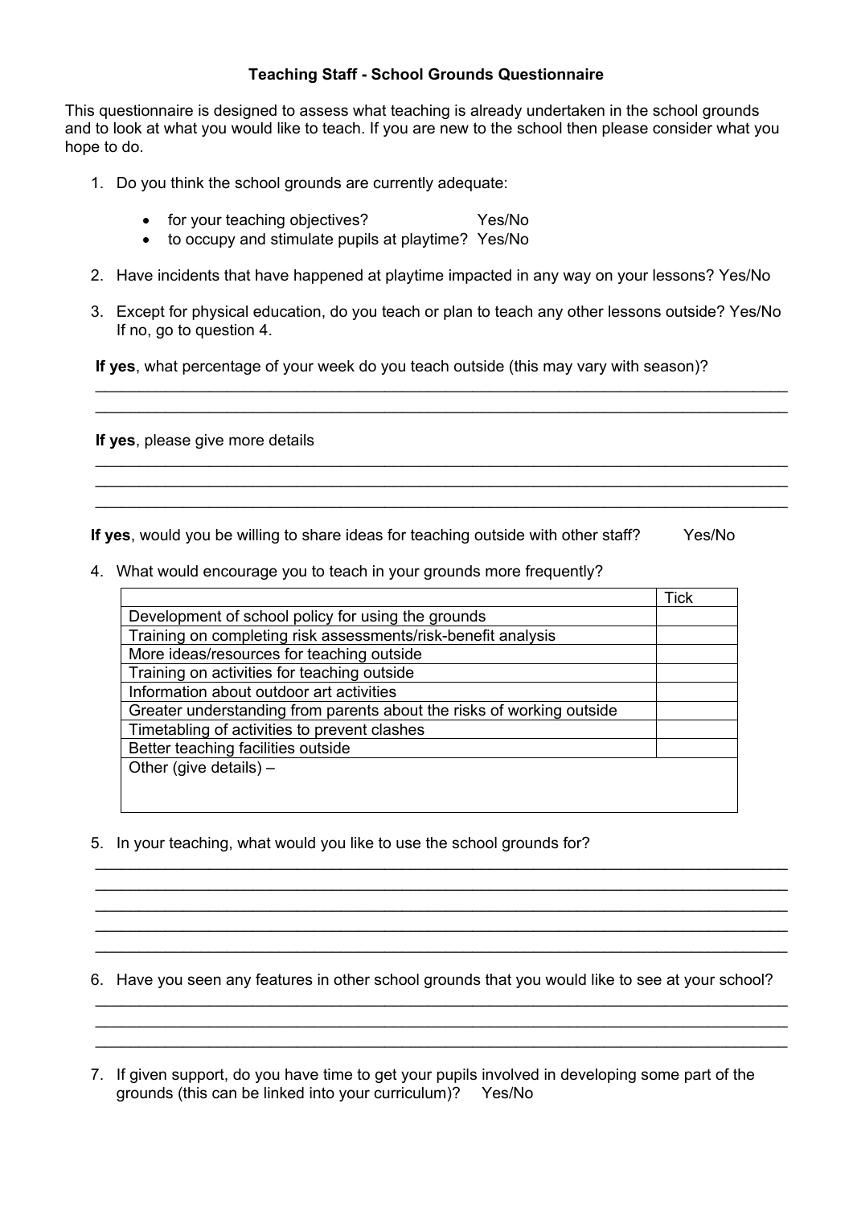**Teaching Staff - School Grounds Questionnaire**

This questionnaire is designed to assess what teaching is already undertaken in the school grounds and to look at what you would like to teach. If you are new to the school then please consider what you hope to do.

1. Do you think the school grounds are currently adequate:

   - for your teaching objectives? Yes/No
   - to occupy and stimulate pupils at playtime? Yes/No

2. Have incidents that have happened at playtime impacted in any way on your lessons? Yes/No

3. Except for physical education, do you teach or plan to teach any other lessons outside? Yes/No
   If no, go to question 4.

   **If yes**, what percentage of your week do you teach outside (this may vary with season)?

   ______________________________________________________________________________
   ______________________________________________________________________________

   **If yes**, please give more details

   ______________________________________________________________________________
   ______________________________________________________________________________
   ______________________________________________________________________________

   **If yes**, would you be willing to share ideas for teaching outside with other staff? Yes/No

4. What would encourage you to teach in your grounds more frequently?

| | Tick |
|---|---|
| Development of school policy for using the grounds | |
| Training on completing risk assessments/risk-benefit analysis | |
| More ideas/resources for teaching outside | |
| Training on activities for teaching outside | |
| Information about outdoor art activities | |
| Greater understanding from parents about the risks of working outside | |
| Timetabling of activities to prevent clashes | |
| Better teaching facilities outside | |
| Other (give details) – | |

5. In your teaching, what would you like to use the school grounds for?

   ______________________________________________________________________________
   ______________________________________________________________________________
   ______________________________________________________________________________
   ______________________________________________________________________________
   ______________________________________________________________________________

6. Have you seen any features in other school grounds that you would like to see at your school?

   ______________________________________________________________________________
   ______________________________________________________________________________
   ______________________________________________________________________________

7. If given support, do you have time to get your pupils involved in developing some part of the grounds (this can be linked into your curriculum)? Yes/No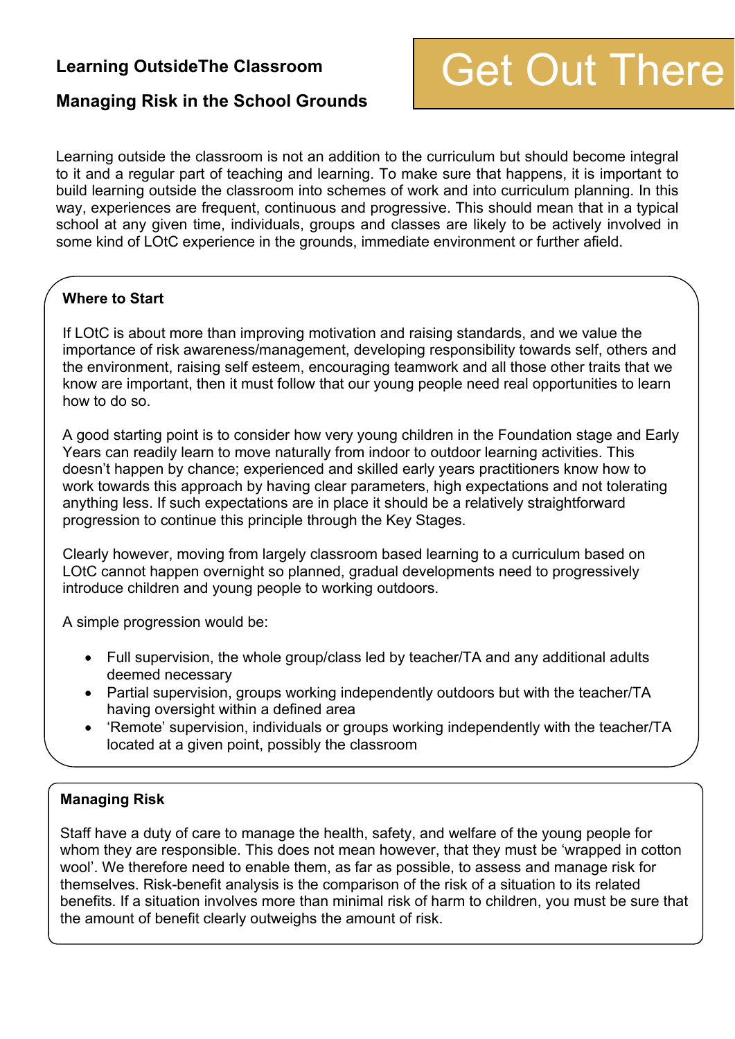**Learning OutsideThe Classroom**

**Managing Risk in the School Grounds**

Get Out There

Learning outside the classroom is not an addition to the curriculum but should become integral to it and a regular part of teaching and learning. To make sure that happens, it is important to build learning outside the classroom into schemes of work and into curriculum planning. In this way, experiences are frequent, continuous and progressive. This should mean that in a typical school at any given time, individuals, groups and classes are likely to be actively involved in some kind of LOtC experience in the grounds, immediate environment or further afield.

**Where to Start**

If LOtC is about more than improving motivation and raising standards, and we value the importance of risk awareness/management, developing responsibility towards self, others and the environment, raising self esteem, encouraging teamwork and all those other traits that we know are important, then it must follow that our young people need real opportunities to learn how to do so.

A good starting point is to consider how very young children in the Foundation stage and Early Years can readily learn to move naturally from indoor to outdoor learning activities. This doesn't happen by chance; experienced and skilled early years practitioners know how to work towards this approach by having clear parameters, high expectations and not tolerating anything less. If such expectations are in place it should be a relatively straightforward progression to continue this principle through the Key Stages.

Clearly however, moving from largely classroom based learning to a curriculum based on LOtC cannot happen overnight so planned, gradual developments need to progressively introduce children and young people to working outdoors.

A simple progression would be:

- Full supervision, the whole group/class led by teacher/TA and any additional adults deemed necessary
- Partial supervision, groups working independently outdoors but with the teacher/TA having oversight within a defined area
- 'Remote' supervision, individuals or groups working independently with the teacher/TA located at a given point, possibly the classroom

**Managing Risk**

Staff have a duty of care to manage the health, safety, and welfare of the young people for whom they are responsible. This does not mean however, that they must be 'wrapped in cotton wool'. We therefore need to enable them, as far as possible, to assess and manage risk for themselves. Risk-benefit analysis is the comparison of the risk of a situation to its related benefits. If a situation involves more than minimal risk of harm to children, you must be sure that the amount of benefit clearly outweighs the amount of risk.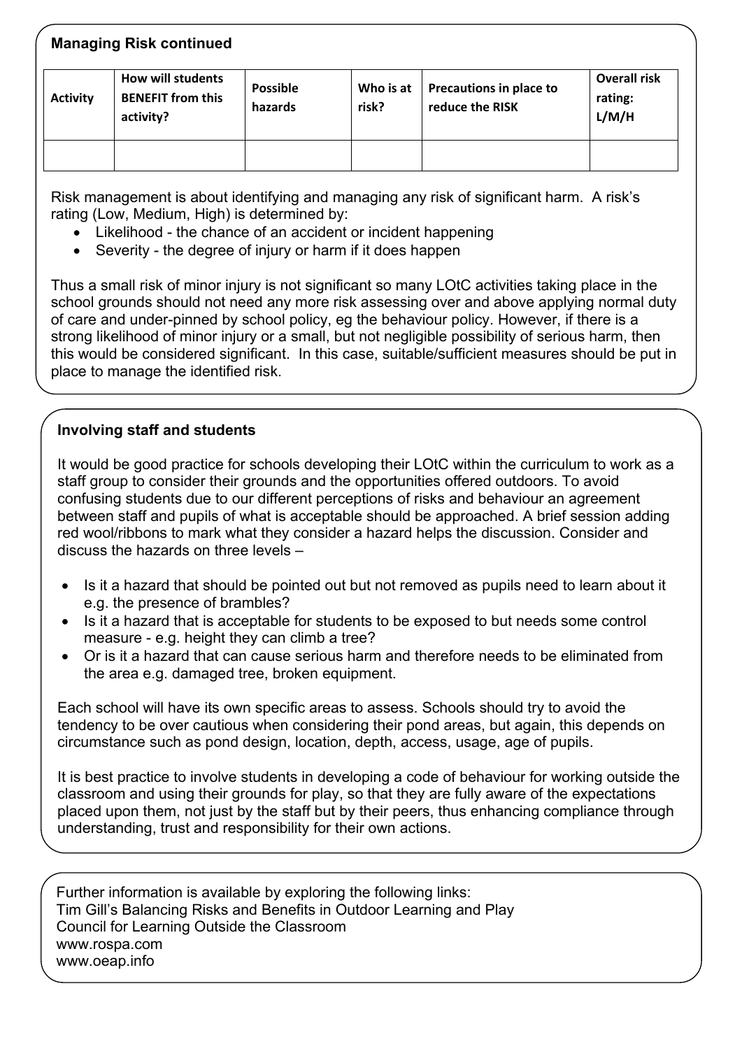## Managing Risk continued

| Activity | How will students BENEFIT from this activity? | Possible hazards | Who is at risk? | Precautions in place to reduce the RISK | Overall risk rating: L/M/H |
|---|---|---|---|---|---|
| | | | | | |

Risk management is about identifying and managing any risk of significant harm. A risk's rating (Low, Medium, High) is determined by:

- Likelihood - the chance of an accident or incident happening
- Severity - the degree of injury or harm if it does happen

Thus a small risk of minor injury is not significant so many LOtC activities taking place in the school grounds should not need any more risk assessing over and above applying normal duty of care and under-pinned by school policy, eg the behaviour policy. However, if there is a strong likelihood of minor injury or a small, but not negligible possibility of serious harm, then this would be considered significant. In this case, suitable/sufficient measures should be put in place to manage the identified risk.

## Involving staff and students

It would be good practice for schools developing their LOtC within the curriculum to work as a staff group to consider their grounds and the opportunities offered outdoors. To avoid confusing students due to our different perceptions of risks and behaviour an agreement between staff and pupils of what is acceptable should be approached. A brief session adding red wool/ribbons to mark what they consider a hazard helps the discussion. Consider and discuss the hazards on three levels –

- Is it a hazard that should be pointed out but not removed as pupils need to learn about it e.g. the presence of brambles?
- Is it a hazard that is acceptable for students to be exposed to but needs some control measure - e.g. height they can climb a tree?
- Or is it a hazard that can cause serious harm and therefore needs to be eliminated from the area e.g. damaged tree, broken equipment.

Each school will have its own specific areas to assess. Schools should try to avoid the tendency to be over cautious when considering their pond areas, but again, this depends on circumstance such as pond design, location, depth, access, usage, age of pupils.

It is best practice to involve students in developing a code of behaviour for working outside the classroom and using their grounds for play, so that they are fully aware of the expectations placed upon them, not just by the staff but by their peers, thus enhancing compliance through understanding, trust and responsibility for their own actions.

Further information is available by exploring the following links:
Tim Gill's Balancing Risks and Benefits in Outdoor Learning and Play
Council for Learning Outside the Classroom
www.rospa.com
www.oeap.info